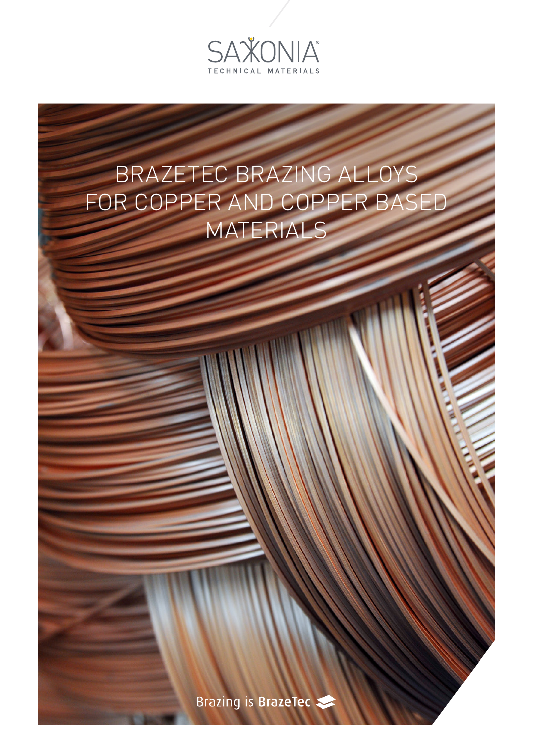SAXONIA

TECHNICAL MATERIALS

# BRAZETEC BRAZING ALLOYS FOR COPPER AND COPPER BASED MATERIALS

Brazing is BrazeTec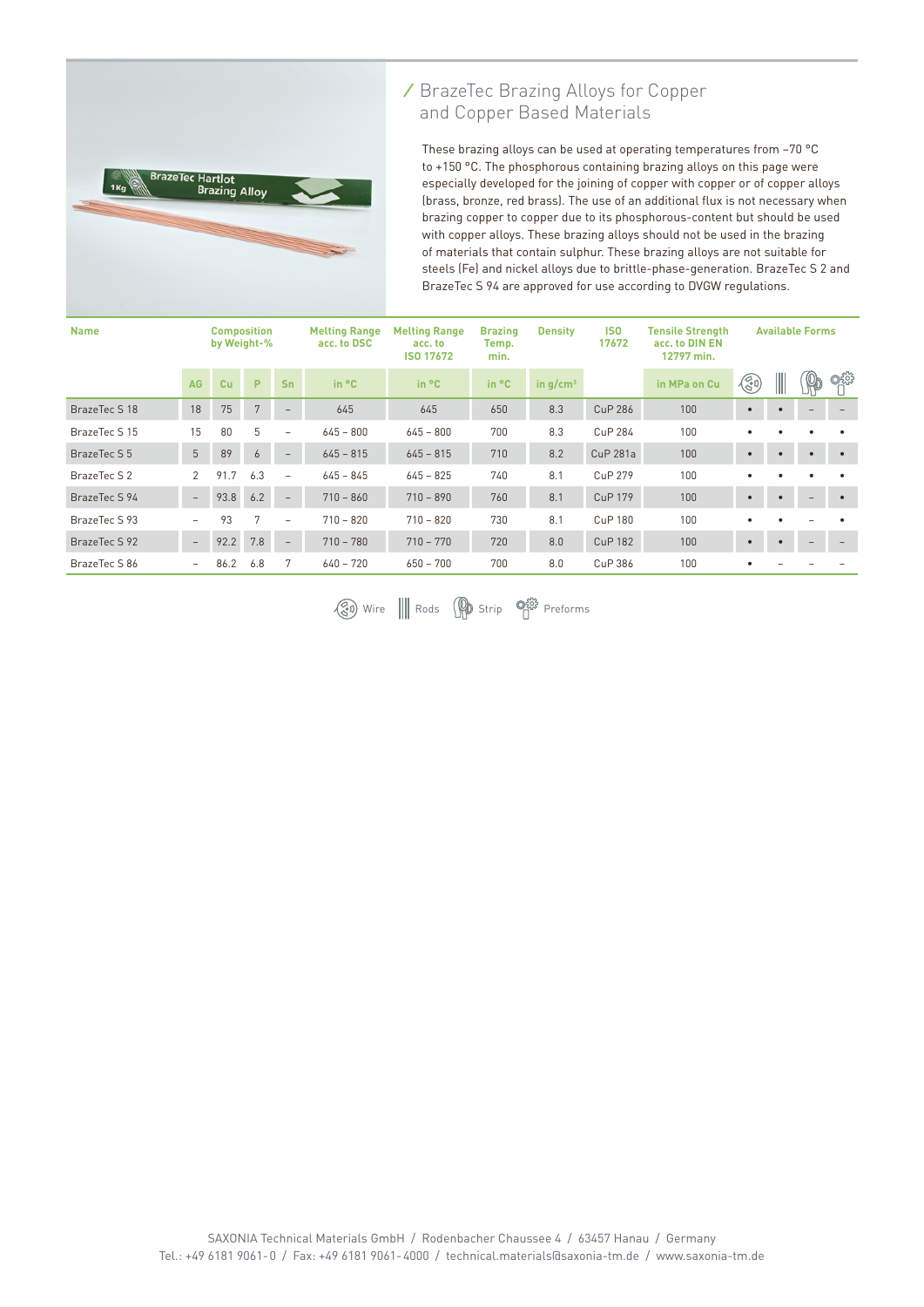## BrazeTec Brazing Alloys for Copper and Copper Based Materials

These brazing alloys can be used at operating temperatures from –70 °C to +150 °C. The phosphorous containing brazing alloys on this page were especially developed for the joining of copper with copper or of copper alloys (brass, bronze, red brass). The use of an additional flux is not necessary when brazing copper to copper due to its phosphorous-content but should be used with copper alloys. These brazing alloys should not be used in the brazing of materials that contain sulphur. These brazing alloys are not suitable for steels (Fe) and nickel alloys due to brittle-phase-generation. BrazeTec S 2 and BrazeTec S 94 are approved for use according to DVGW regulations.

| Name | Composition by Weight-% | | | | Melting Range acc. to DSC | Melting Range acc. to ISO 17672 | Brazing Temp. min. | Density | ISO 17672 | Tensile Strength acc. to DIN EN 12797 min. | Available Forms | | | |
|---|---|---|---|---|---|---|---|---|---|---|---|---|---|---|
| | AG | Cu | P | Sn | in °C | in °C | in °C | in g/cm³ | | in MPa on Cu | Wire | Rods | Strip | Preforms |
| BrazeTec S 18 | 18 | 75 | 7 | – | 645 | 645 | 650 | 8.3 | CuP 286 | 100 | • | • | – | – |
| BrazeTec S 15 | 15 | 80 | 5 | – | 645 – 800 | 645 – 800 | 700 | 8.3 | CuP 284 | 100 | • | • | • | • |
| BrazeTec S 5 | 5 | 89 | 6 | – | 645 – 815 | 645 – 815 | 710 | 8.2 | CuP 281a | 100 | • | • | • | • |
| BrazeTec S 2 | 2 | 91.7 | 6.3 | – | 645 – 845 | 645 – 825 | 740 | 8.1 | CuP 279 | 100 | • | • | • | • |
| BrazeTec S 94 | – | 93.8 | 6.2 | – | 710 – 860 | 710 – 890 | 760 | 8.1 | CuP 179 | 100 | • | • | – | • |
| BrazeTec S 93 | – | 93 | 7 | – | 710 – 820 | 710 – 820 | 730 | 8.1 | CuP 180 | 100 | • | • | – | • |
| BrazeTec S 92 | – | 92.2 | 7.8 | – | 710 – 780 | 710 – 770 | 720 | 8.0 | CuP 182 | 100 | • | • | – | – |
| BrazeTec S 86 | – | 86.2 | 6.8 | 7 | 640 – 720 | 650 – 700 | 700 | 8.0 | CuP 386 | 100 | • | – | – | – |

Wire | Rods | Strip | Preforms

SAXONIA Technical Materials GmbH / Rodenbacher Chaussee 4 / 63457 Hanau / Germany
Tel.: +49 6181 9061-0 / Fax: +49 6181 9061-4000 / technical.materials@saxonia-tm.de / www.saxonia-tm.de